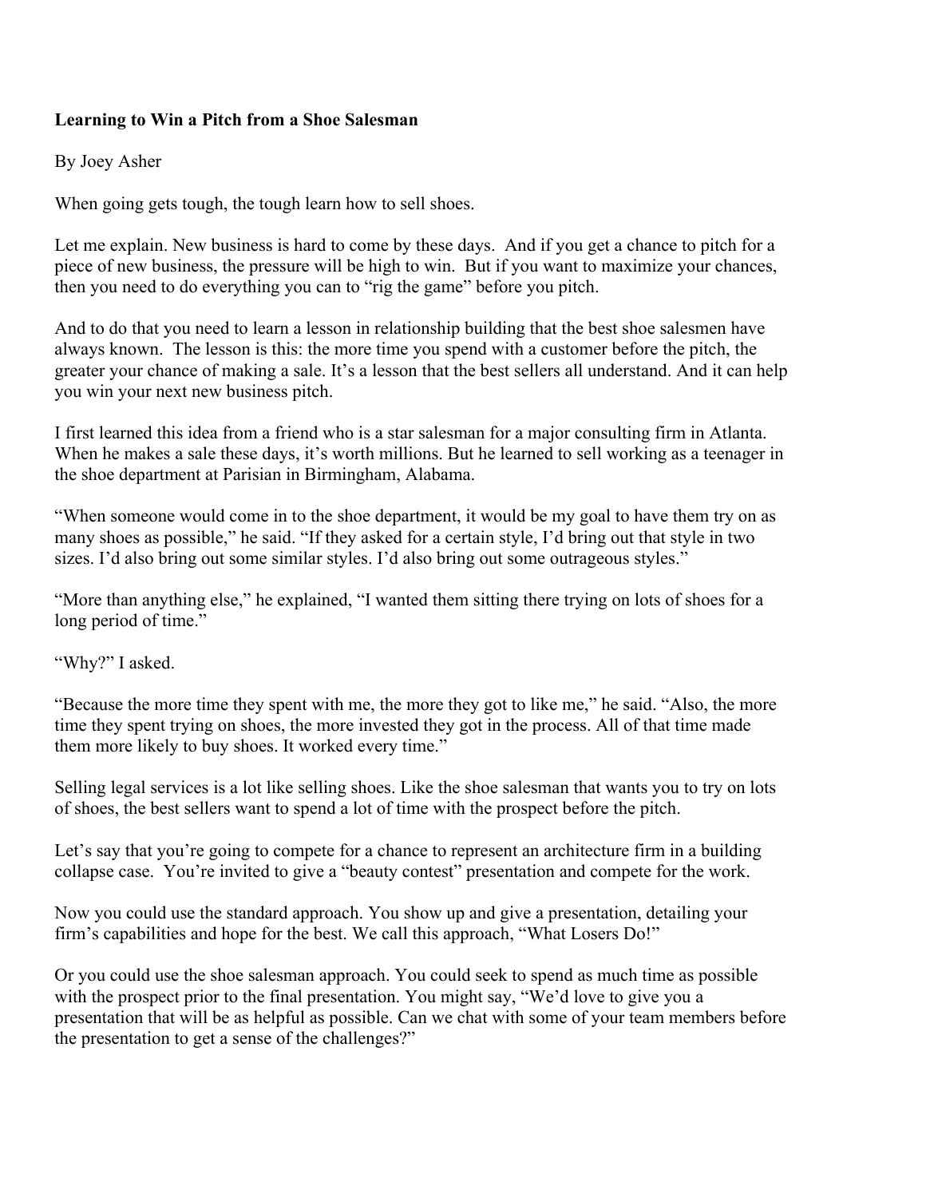**Learning to Win a Pitch from a Shoe Salesman**

By Joey Asher

When going gets tough, the tough learn how to sell shoes.

Let me explain. New business is hard to come by these days. And if you get a chance to pitch for a piece of new business, the pressure will be high to win. But if you want to maximize your chances, then you need to do everything you can to "rig the game" before you pitch.

And to do that you need to learn a lesson in relationship building that the best shoe salesmen have always known. The lesson is this: the more time you spend with a customer before the pitch, the greater your chance of making a sale. It's a lesson that the best sellers all understand. And it can help you win your next new business pitch.

I first learned this idea from a friend who is a star salesman for a major consulting firm in Atlanta. When he makes a sale these days, it's worth millions. But he learned to sell working as a teenager in the shoe department at Parisian in Birmingham, Alabama.

"When someone would come in to the shoe department, it would be my goal to have them try on as many shoes as possible," he said. "If they asked for a certain style, I'd bring out that style in two sizes. I'd also bring out some similar styles. I'd also bring out some outrageous styles."

"More than anything else," he explained, "I wanted them sitting there trying on lots of shoes for a long period of time."

"Why?" I asked.

"Because the more time they spent with me, the more they got to like me," he said. "Also, the more time they spent trying on shoes, the more invested they got in the process. All of that time made them more likely to buy shoes. It worked every time."

Selling legal services is a lot like selling shoes. Like the shoe salesman that wants you to try on lots of shoes, the best sellers want to spend a lot of time with the prospect before the pitch.

Let's say that you're going to compete for a chance to represent an architecture firm in a building collapse case. You're invited to give a "beauty contest" presentation and compete for the work.

Now you could use the standard approach. You show up and give a presentation, detailing your firm's capabilities and hope for the best. We call this approach, "What Losers Do!"

Or you could use the shoe salesman approach. You could seek to spend as much time as possible with the prospect prior to the final presentation. You might say, "We'd love to give you a presentation that will be as helpful as possible. Can we chat with some of your team members before the presentation to get a sense of the challenges?"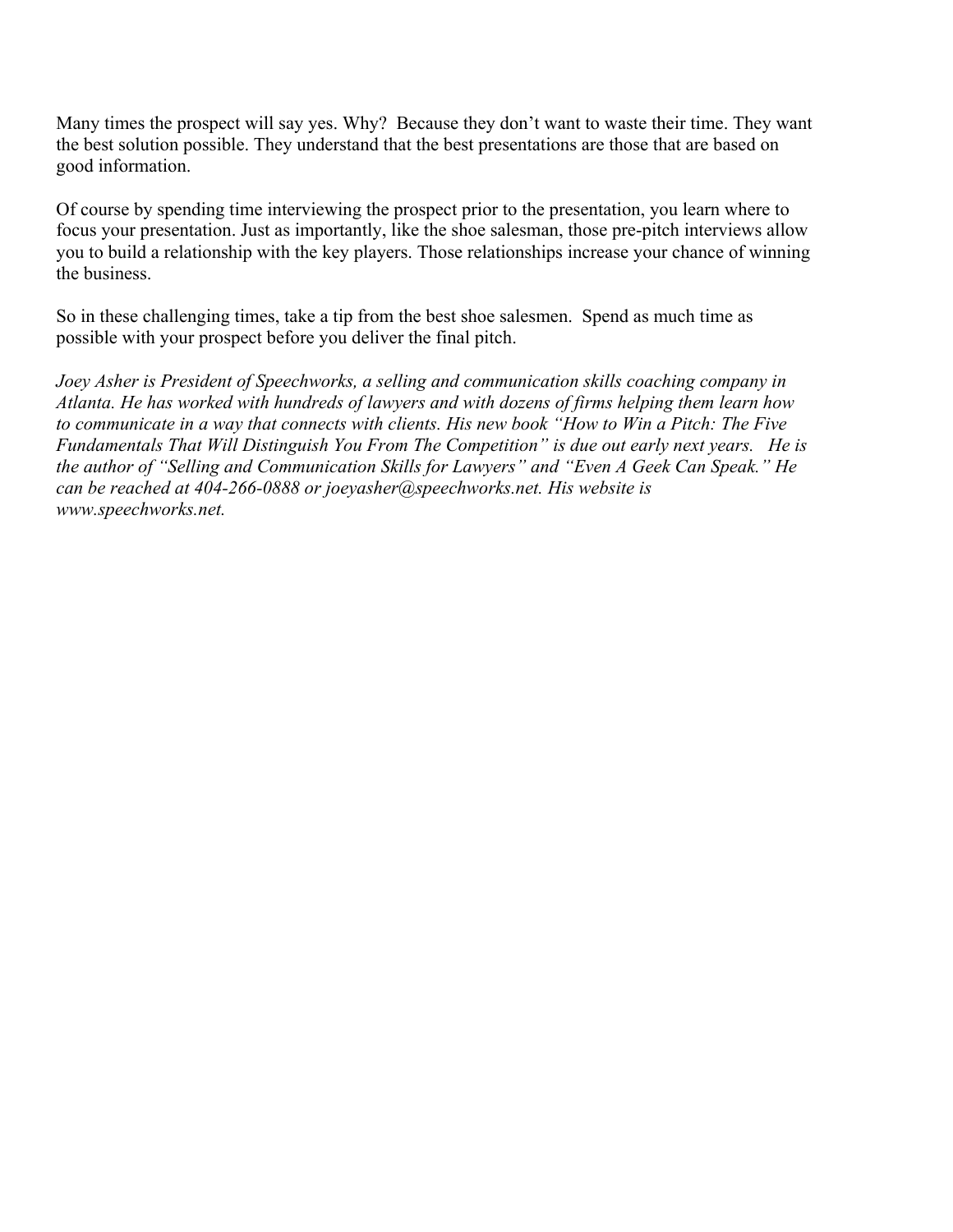Many times the prospect will say yes. Why? Because they don't want to waste their time. They want the best solution possible. They understand that the best presentations are those that are based on good information.

Of course by spending time interviewing the prospect prior to the presentation, you learn where to focus your presentation. Just as importantly, like the shoe salesman, those pre-pitch interviews allow you to build a relationship with the key players. Those relationships increase your chance of winning the business.

So in these challenging times, take a tip from the best shoe salesmen. Spend as much time as possible with your prospect before you deliver the final pitch.

*Joey Asher is President of Speechworks, a selling and communication skills coaching company in Atlanta. He has worked with hundreds of lawyers and with dozens of firms helping them learn how to communicate in a way that connects with clients. His new book "How to Win a Pitch: The Five Fundamentals That Will Distinguish You From The Competition" is due out early next years. He is the author of "Selling and Communication Skills for Lawyers" and "Even A Geek Can Speak." He can be reached at 404-266-0888 or joeyasher@speechworks.net. His website is www.speechworks.net.*